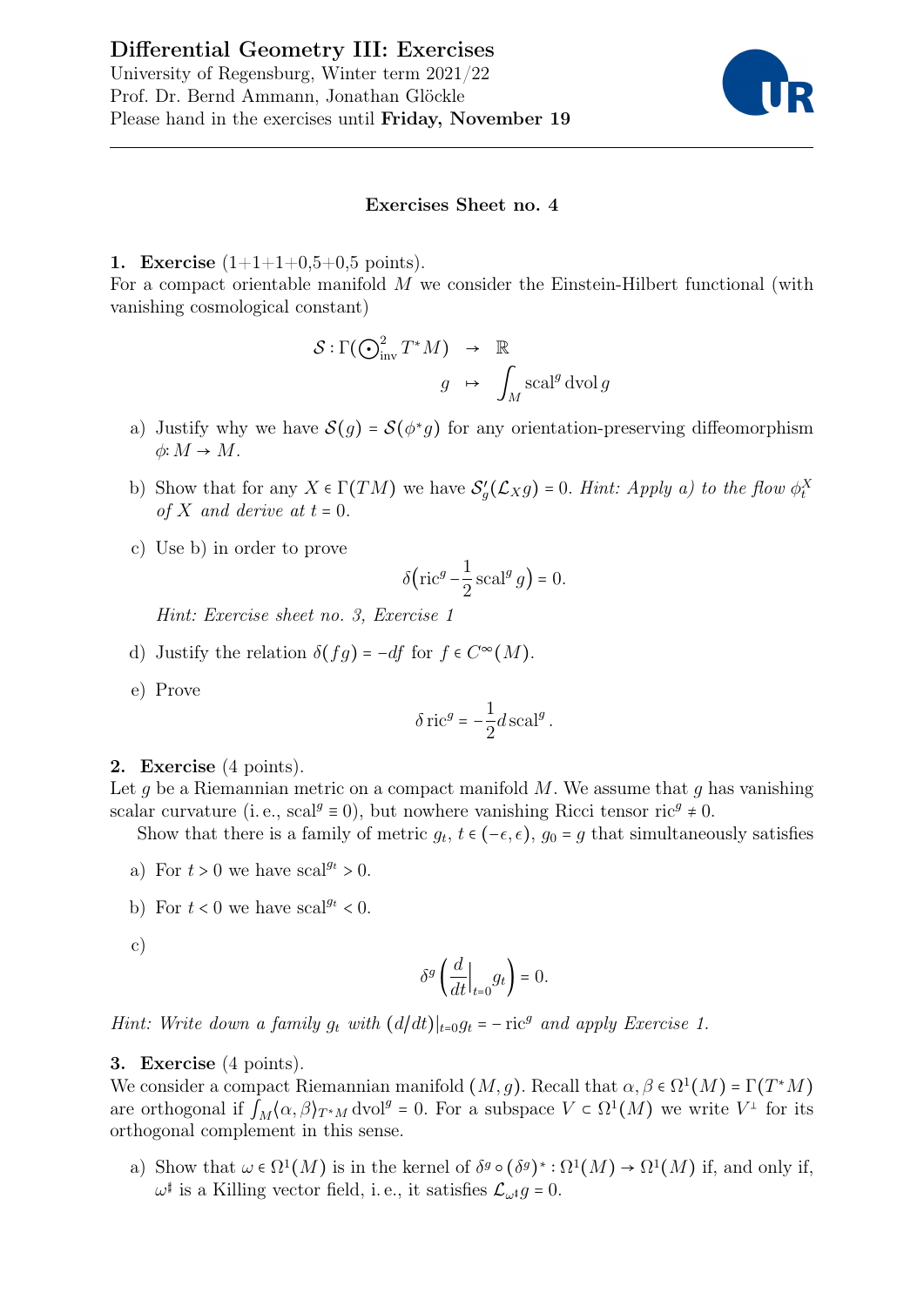# Differential Geometry III: Exercises

University of Regensburg, Winter term 2021/22
Prof. Dr. Bernd Ammann, Jonathan Glöckle
Please hand in the exercises until **Friday, November 19**

---

## Exercises Sheet no. 4

**1. Exercise** (1+1+1+0,5+0,5 points).
For a compact orientable manifold $M$ we consider the Einstein-Hilbert functional (with vanishing cosmological constant)

$$\mathcal{S} : \Gamma(\textstyle\bigodot^2_{\text{inv}} T^*M) \to \mathbb{R}$$
$$g \mapsto \int_M \operatorname{scal}^g \operatorname{dvol} g$$

a) Justify why we have $\mathcal{S}(g) = \mathcal{S}(\phi^* g)$ for any orientation-preserving diffeomorphism $\phi\colon M \to M$.

b) Show that for any $X \in \Gamma(TM)$ we have $\mathcal{S}'_g(\mathcal{L}_X g) = 0$. *Hint: Apply a) to the flow $\phi^X_t$ of $X$ and derive at $t = 0$.*

c) Use b) in order to prove

$$\delta\big(\operatorname{ric}^g - \frac{1}{2}\operatorname{scal}^g g\big) = 0.$$

*Hint: Exercise sheet no. 3, Exercise 1*

d) Justify the relation $\delta(fg) = -df$ for $f \in C^\infty(M)$.

e) Prove

$$\delta \operatorname{ric}^g = -\frac{1}{2} d \operatorname{scal}^g.$$

**2. Exercise** (4 points).
Let $g$ be a Riemannian metric on a compact manifold $M$. We assume that $g$ has vanishing scalar curvature (i. e., $\operatorname{scal}^g \equiv 0$), but nowhere vanishing Ricci tensor $\operatorname{ric}^g \neq 0$.

Show that there is a family of metric $g_t$, $t \in (-\epsilon, \epsilon)$, $g_0 = g$ that simultaneously satisfies

a) For $t > 0$ we have $\operatorname{scal}^{g_t} > 0$.

b) For $t < 0$ we have $\operatorname{scal}^{g_t} < 0$.

c)
$$\delta^g\left(\frac{d}{dt}\Big|_{t=0} g_t\right) = 0.$$

*Hint: Write down a family $g_t$ with $(d/dt)|_{t=0} g_t = -\operatorname{ric}^g$ and apply Exercise 1.*

**3. Exercise** (4 points).
We consider a compact Riemannian manifold $(M, g)$. Recall that $\alpha, \beta \in \Omega^1(M) = \Gamma(T^*M)$ are orthogonal if $\int_M \langle \alpha, \beta \rangle_{T^*M} \operatorname{dvol}^g = 0$. For a subspace $V \subset \Omega^1(M)$ we write $V^\perp$ for its orthogonal complement in this sense.

a) Show that $\omega \in \Omega^1(M)$ is in the kernel of $\delta^g \circ (\delta^g)^* : \Omega^1(M) \to \Omega^1(M)$ if, and only if, $\omega^\sharp$ is a Killing vector field, i. e., it satisfies $\mathcal{L}_{\omega^\sharp} g = 0$.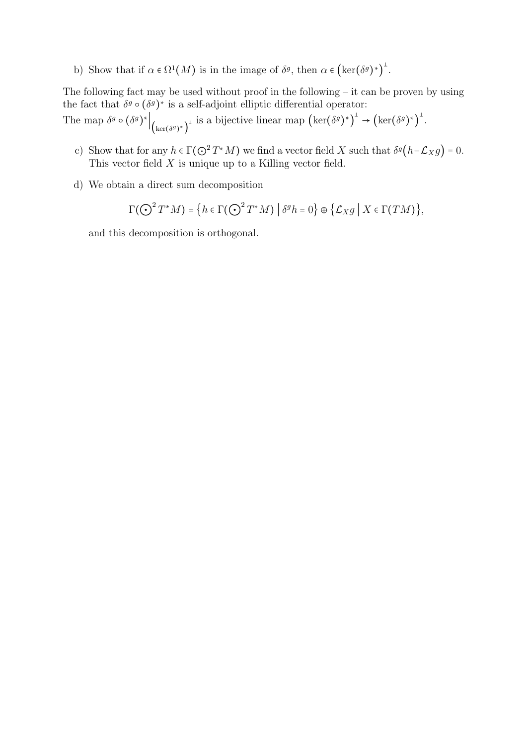b) Show that if $\alpha \in \Omega^1(M)$ is in the image of $\delta^g$, then $\alpha \in \left(\ker(\delta^g)^*\right)^\perp$.

The following fact may be used without proof in the following – it can be proven by using the fact that $\delta^g \circ (\delta^g)^*$ is a self-adjoint elliptic differential operator:
The map $\delta^g \circ (\delta^g)^*\big|_{\left(\ker(\delta^g)^*\right)^\perp}$ is a bijective linear map $\left(\ker(\delta^g)^*\right)^\perp \to \left(\ker(\delta^g)^*\right)^\perp$.

c) Show that for any $h \in \Gamma(\bigodot^2 T^*M)$ we find a vector field $X$ such that $\delta^g\big(h - \mathcal{L}_X g\big) = 0$. This vector field $X$ is unique up to a Killing vector field.

d) We obtain a direct sum decomposition

$$\Gamma(\bigodot^2 T^*M) = \left\{h \in \Gamma(\bigodot^2 T^*M) \,\middle|\, \delta^g h = 0\right\} \oplus \left\{\mathcal{L}_X g \,\middle|\, X \in \Gamma(TM)\right\},$$

and this decomposition is orthogonal.